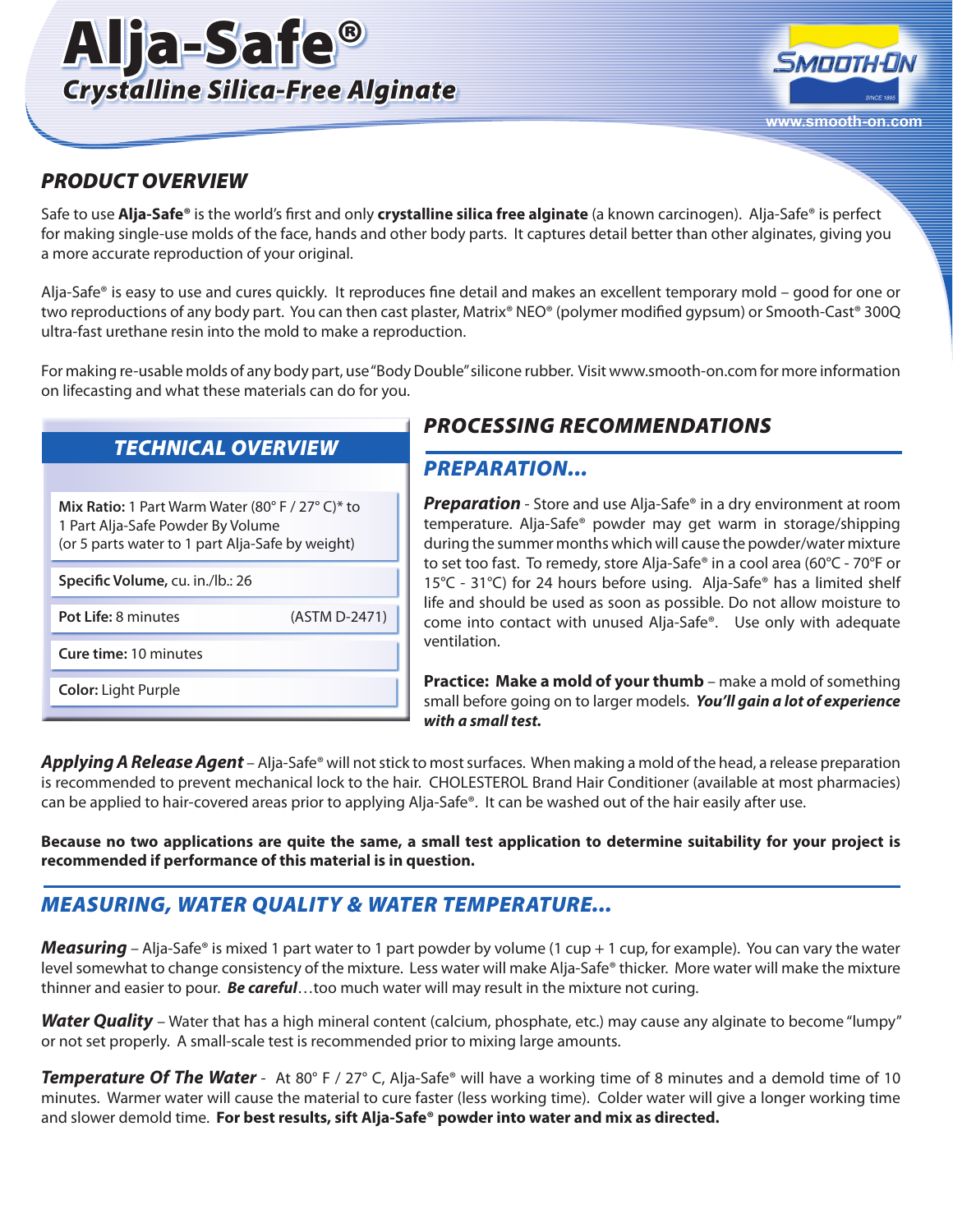# Alja-Safe®

## *Crystalline Silica-Free Alginate*

SMOOTH-ON

www.smooth-on.com

## *PRODUCT OVERVIEW*

Safe to use **Alja-Safe®** is the world's first and only **crystalline silica free alginate** (a known carcinogen). Alja-Safe® is perfect for making single-use molds of the face, hands and other body parts. It captures detail better than other alginates, giving you a more accurate reproduction of your original.

Alja-Safe® is easy to use and cures quickly. It reproduces fine detail and makes an excellent temporary mold – good for one or two reproductions of any body part. You can then cast plaster, Matrix® NEO® (polymer modified gypsum) or Smooth-Cast® 300Q ultra-fast urethane resin into the mold to make a reproduction.

For making re-usable molds of any body part, use "Body Double" silicone rubber. Visit www.smooth-on.com for more information on lifecasting and what these materials can do for you.

## *TECHNICAL OVERVIEW*

| TECHNICAL OVERVIEW | |
|---|---|
| **Mix Ratio:** 1 Part Warm Water (80° F / 27° C)* to 1 Part Alja-Safe Powder By Volume (or 5 parts water to 1 part Alja-Safe by weight) | |
| **Specific Volume,** cu. in./lb.: 26 | |
| **Pot Life:** 8 minutes | (ASTM D-2471) |
| **Cure time:** 10 minutes | |
| **Color:** Light Purple | |

## *PROCESSING RECOMMENDATIONS*

### *PREPARATION...*

***Preparation*** - Store and use Alja-Safe® in a dry environment at room temperature. Alja-Safe® powder may get warm in storage/shipping during the summer months which will cause the powder/water mixture to set too fast. To remedy, store Alja-Safe® in a cool area (60°C - 70°F or 15°C - 31°C) for 24 hours before using. Alja-Safe® has a limited shelf life and should be used as soon as possible. Do not allow moisture to come into contact with unused Alja-Safe®. Use only with adequate ventilation.

**Practice: Make a mold of your thumb** – make a mold of something small before going on to larger models. ***You'll gain a lot of experience with a small test.***

***Applying A Release Agent*** – Alja-Safe® will not stick to most surfaces. When making a mold of the head, a release preparation is recommended to prevent mechanical lock to the hair. CHOLESTEROL Brand Hair Conditioner (available at most pharmacies) can be applied to hair-covered areas prior to applying Alja-Safe®. It can be washed out of the hair easily after use.

**Because no two applications are quite the same, a small test application to determine suitability for your project is recommended if performance of this material is in question.**

## *MEASURING, WATER QUALITY & WATER TEMPERATURE...*

***Measuring*** – Alja-Safe® is mixed 1 part water to 1 part powder by volume (1 cup + 1 cup, for example). You can vary the water level somewhat to change consistency of the mixture. Less water will make Alja-Safe® thicker. More water will make the mixture thinner and easier to pour. ***Be careful***…too much water will may result in the mixture not curing.

***Water Quality*** – Water that has a high mineral content (calcium, phosphate, etc.) may cause any alginate to become "lumpy" or not set properly. A small-scale test is recommended prior to mixing large amounts.

***Temperature Of The Water*** - At 80° F / 27° C, Alja-Safe® will have a working time of 8 minutes and a demold time of 10 minutes. Warmer water will cause the material to cure faster (less working time). Colder water will give a longer working time and slower demold time. **For best results, sift Alja-Safe® powder into water and mix as directed.**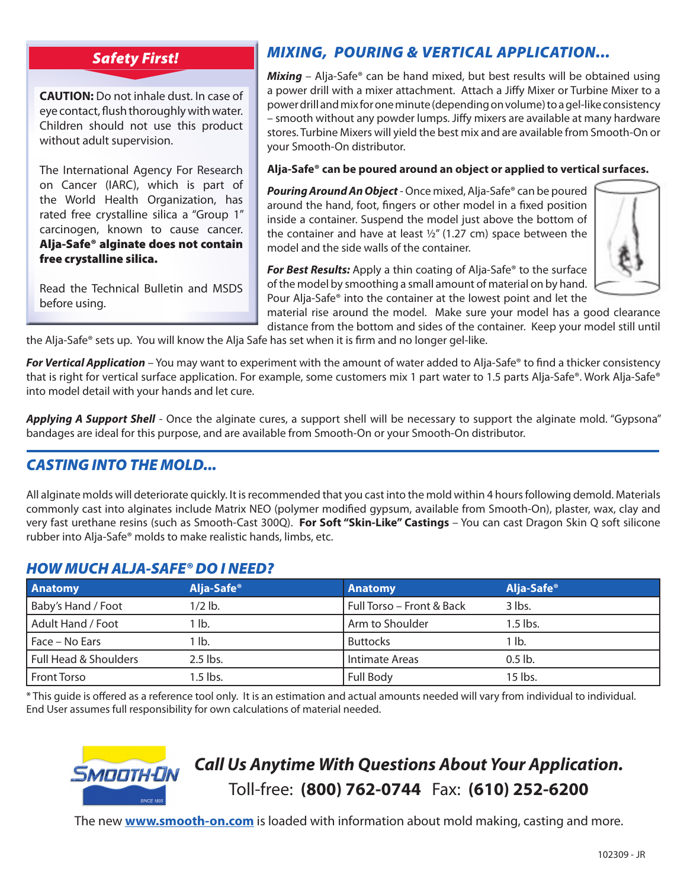## Safety First!

**CAUTION:** Do not inhale dust. In case of eye contact, flush thoroughly with water. Children should not use this product without adult supervision.

The International Agency For Research on Cancer (IARC), which is part of the World Health Organization, has rated free crystalline silica a "Group 1" carcinogen, known to cause cancer. **Alja-Safe® alginate does not contain free crystalline silica.**

Read the Technical Bulletin and MSDS before using.

## *MIXING, POURING & VERTICAL APPLICATION...*

***Mixing*** – Alja-Safe® can be hand mixed, but best results will be obtained using a power drill with a mixer attachment. Attach a Jiffy Mixer or Turbine Mixer to a power drill and mix for one minute (depending on volume) to a gel-like consistency – smooth without any powder lumps. Jiffy mixers are available at many hardware stores. Turbine Mixers will yield the best mix and are available from Smooth-On or your Smooth-On distributor.

**Alja-Safe® can be poured around an object or applied to vertical surfaces.**

***Pouring Around An Object*** - Once mixed, Alja-Safe® can be poured around the hand, foot, fingers or other model in a fixed position inside a container. Suspend the model just above the bottom of the container and have at least ½" (1.27 cm) space between the model and the side walls of the container.

***For Best Results:*** Apply a thin coating of Alja-Safe® to the surface of the model by smoothing a small amount of material on by hand. Pour Alja-Safe® into the container at the lowest point and let the material rise around the model. Make sure your model has a good clearance distance from the bottom and sides of the container. Keep your model still until the Alja-Safe® sets up. You will know the Alja Safe has set when it is firm and no longer gel-like.

***For Vertical Application*** – You may want to experiment with the amount of water added to Alja-Safe® to find a thicker consistency that is right for vertical surface application. For example, some customers mix 1 part water to 1.5 parts Alja-Safe®. Work Alja-Safe® into model detail with your hands and let cure.

***Applying A Support Shell*** - Once the alginate cures, a support shell will be necessary to support the alginate mold. "Gypsona" bandages are ideal for this purpose, and are available from Smooth-On or your Smooth-On distributor.

## *CASTING INTO THE MOLD...*

All alginate molds will deteriorate quickly. It is recommended that you cast into the mold within 4 hours following demold. Materials commonly cast into alginates include Matrix NEO (polymer modified gypsum, available from Smooth-On), plaster, wax, clay and very fast urethane resins (such as Smooth-Cast 300Q). **For Soft "Skin-Like" Castings** – You can cast Dragon Skin Q soft silicone rubber into Alja-Safe® molds to make realistic hands, limbs, etc.

## *HOW MUCH ALJA-SAFE® DO I NEED?*

| Anatomy | Alja-Safe® | Anatomy | Alja-Safe® |
|---|---|---|---|
| Baby's Hand / Foot | 1/2 lb. | Full Torso – Front & Back | 3 lbs. |
| Adult Hand / Foot | 1 lb. | Arm to Shoulder | 1.5 lbs. |
| Face – No Ears | 1 lb. | Buttocks | 1 lb. |
| Full Head & Shoulders | 2.5 lbs. | Intimate Areas | 0.5 lb. |
| Front Torso | 1.5 lbs. | Full Body | 15 lbs. |

* This guide is offered as a reference tool only. It is an estimation and actual amounts needed will vary from individual to individual. End User assumes full responsibility for own calculations of material needed.

SMOOTH-ON SINCE 1895

***Call Us Anytime With Questions About Your Application.***

Toll-free: **(800) 762-0744** Fax: **(610) 252-6200**

The new **www.smooth-on.com** is loaded with information about mold making, casting and more.

102309 - JR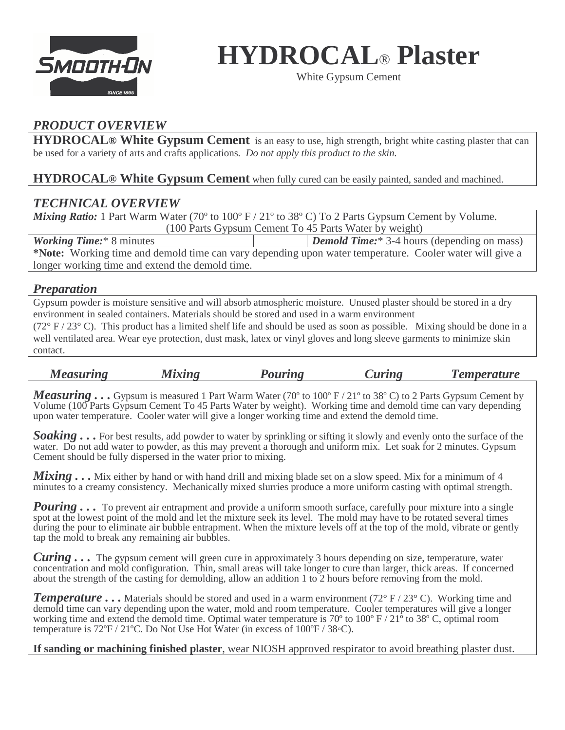# HYDROCAL® Plaster

White Gypsum Cement

## *PRODUCT OVERVIEW*

**HYDROCAL® White Gypsum Cement** is an easy to use, high strength, bright white casting plaster that can be used for a variety of arts and crafts applications. *Do not apply this product to the skin.*

**HYDROCAL® White Gypsum Cement** when fully cured can be easily painted, sanded and machined.

## *TECHNICAL OVERVIEW*

*Mixing Ratio:* 1 Part Warm Water (70º to 100º F / 21º to 38º C) To 2 Parts Gypsum Cement by Volume. (100 Parts Gypsum Cement To 45 Parts Water by weight)

| *Working Time:** 8 minutes | | *Demold Time:** 3-4 hours (depending on mass) |
|---|---|---|

***Note:** Working time and demold time can vary depending upon water temperature. Cooler water will give a longer working time and extend the demold time.

## *Preparation*

Gypsum powder is moisture sensitive and will absorb atmospheric moisture. Unused plaster should be stored in a dry environment in sealed containers. Materials should be stored and used in a warm environment (72° F / 23° C). This product has a limited shelf life and should be used as soon as possible. Mixing should be done in a well ventilated area. Wear eye protection, dust mask, latex or vinyl gloves and long sleeve garments to minimize skin contact.

*Measuring* *Mixing* *Pouring* *Curing* *Temperature*

***Measuring . . .*** Gypsum is measured 1 Part Warm Water (70º to 100º F / 21º to 38º C) to 2 Parts Gypsum Cement by Volume (100 Parts Gypsum Cement To 45 Parts Water by weight). Working time and demold time can vary depending upon water temperature. Cooler water will give a longer working time and extend the demold time.

***Soaking . . .*** For best results, add powder to water by sprinkling or sifting it slowly and evenly onto the surface of the water. Do not add water to powder, as this may prevent a thorough and uniform mix. Let soak for 2 minutes. Gypsum Cement should be fully dispersed in the water prior to mixing.

***Mixing . . .*** Mix either by hand or with hand drill and mixing blade set on a slow speed. Mix for a minimum of 4 minutes to a creamy consistency. Mechanically mixed slurries produce a more uniform casting with optimal strength.

***Pouring . . .*** To prevent air entrapment and provide a uniform smooth surface, carefully pour mixture into a single spot at the lowest point of the mold and let the mixture seek its level. The mold may have to be rotated several times during the pour to eliminate air bubble entrapment. When the mixture levels off at the top of the mold, vibrate or gently tap the mold to break any remaining air bubbles.

***Curing . . .*** The gypsum cement will green cure in approximately 3 hours depending on size, temperature, water concentration and mold configuration. Thin, small areas will take longer to cure than larger, thick areas. If concerned about the strength of the casting for demolding, allow an addition 1 to 2 hours before removing from the mold.

***Temperature . . .*** Materials should be stored and used in a warm environment (72° F / 23° C). Working time and demold time can vary depending upon the water, mold and room temperature. Cooler temperatures will give a longer working time and extend the demold time. Optimal water temperature is 70º to 100º F / 21º to 38º C, optimal room temperature is 72ºF / 21ºC. Do Not Use Hot Water (in excess of 100ºF / 38◦C).

**If sanding or machining finished plaster**, wear NIOSH approved respirator to avoid breathing plaster dust.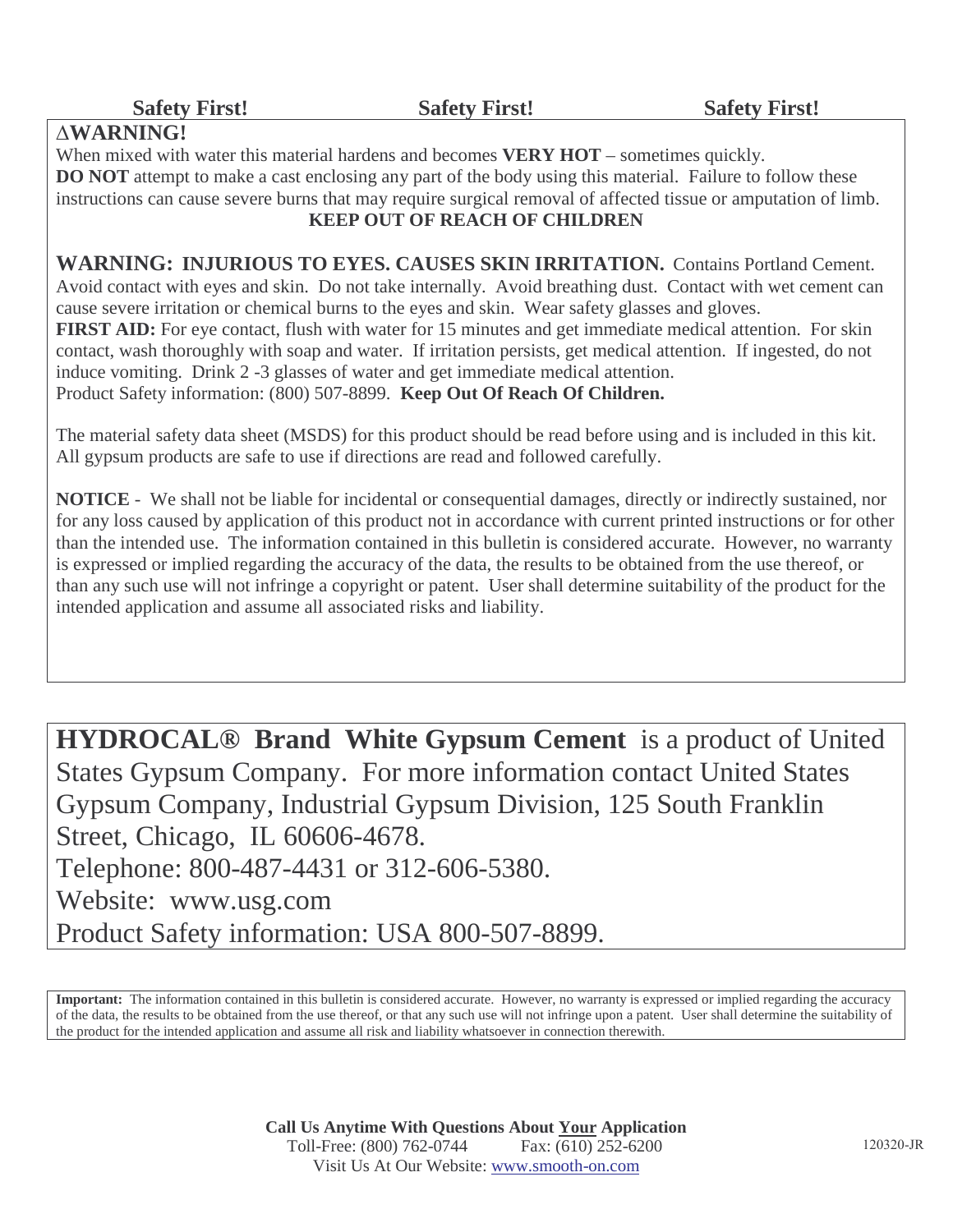**Safety First!** **Safety First!** **Safety First!**

**∆WARNING!**

When mixed with water this material hardens and becomes **VERY HOT** – sometimes quickly.
**DO NOT** attempt to make a cast enclosing any part of the body using this material. Failure to follow these instructions can cause severe burns that may require surgical removal of affected tissue or amputation of limb.

**KEEP OUT OF REACH OF CHILDREN**

**WARNING: INJURIOUS TO EYES. CAUSES SKIN IRRITATION.** Contains Portland Cement. Avoid contact with eyes and skin. Do not take internally. Avoid breathing dust. Contact with wet cement can cause severe irritation or chemical burns to the eyes and skin. Wear safety glasses and gloves.
**FIRST AID:** For eye contact, flush with water for 15 minutes and get immediate medical attention. For skin contact, wash thoroughly with soap and water. If irritation persists, get medical attention. If ingested, do not induce vomiting. Drink 2 -3 glasses of water and get immediate medical attention.
Product Safety information: (800) 507-8899. **Keep Out Of Reach Of Children.**

The material safety data sheet (MSDS) for this product should be read before using and is included in this kit. All gypsum products are safe to use if directions are read and followed carefully.

**NOTICE** - We shall not be liable for incidental or consequential damages, directly or indirectly sustained, nor for any loss caused by application of this product not in accordance with current printed instructions or for other than the intended use. The information contained in this bulletin is considered accurate. However, no warranty is expressed or implied regarding the accuracy of the data, the results to be obtained from the use thereof, or than any such use will not infringe a copyright or patent. User shall determine suitability of the product for the intended application and assume all associated risks and liability.

**HYDROCAL® Brand White Gypsum Cement** is a product of United States Gypsum Company. For more information contact United States Gypsum Company, Industrial Gypsum Division, 125 South Franklin Street, Chicago, IL 60606-4678.
Telephone: 800-487-4431 or 312-606-5380.
Website: www.usg.com
Product Safety information: USA 800-507-8899.

**Important:** The information contained in this bulletin is considered accurate. However, no warranty is expressed or implied regarding the accuracy of the data, the results to be obtained from the use thereof, or that any such use will not infringe upon a patent. User shall determine the suitability of the product for the intended application and assume all risk and liability whatsoever in connection therewith.

**Call Us Anytime With Questions About Your Application**
Toll-Free: (800) 762-0744 Fax: (610) 252-6200
Visit Us At Our Website: www.smooth-on.com

120320-JR